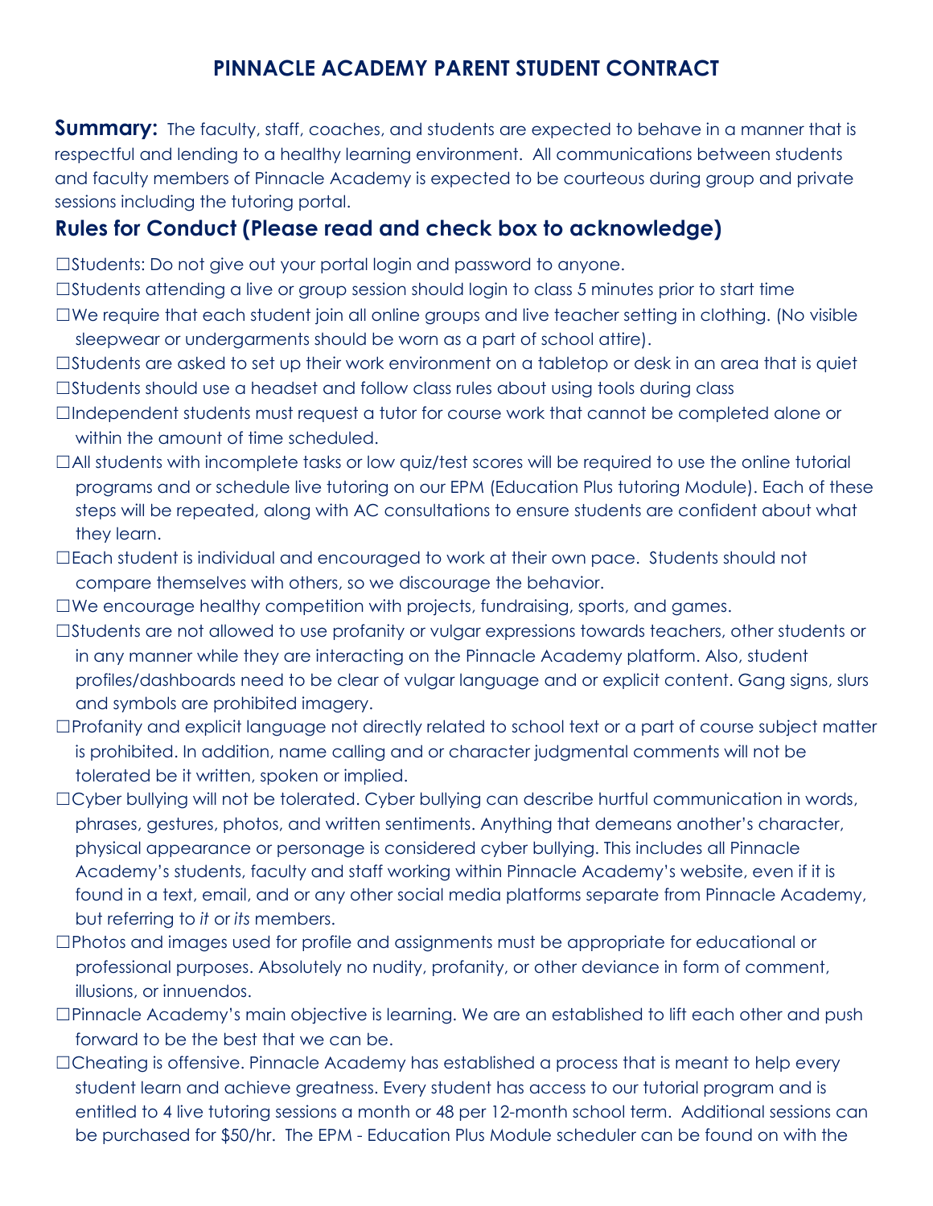# PINNACLE ACADEMY PARENT STUDENT CONTRACT

**Summary:** The faculty, staff, coaches, and students are expected to behave in a manner that is respectful and lending to a healthy learning environment. All communications between students and faculty members of Pinnacle Academy is expected to be courteous during group and private sessions including the tutoring portal.

## Rules for Conduct (Please read and check box to acknowledge)

☐Students: Do not give out your portal login and password to anyone.

☐Students attending a live or group session should login to class 5 minutes prior to start time

☐We require that each student join all online groups and live teacher setting in clothing. (No visible sleepwear or undergarments should be worn as a part of school attire).

☐Students are asked to set up their work environment on a tabletop or desk in an area that is quiet

☐Students should use a headset and follow class rules about using tools during class

☐Independent students must request a tutor for course work that cannot be completed alone or within the amount of time scheduled.

☐All students with incomplete tasks or low quiz/test scores will be required to use the online tutorial programs and or schedule live tutoring on our EPM (Education Plus tutoring Module). Each of these steps will be repeated, along with AC consultations to ensure students are confident about what they learn.

☐Each student is individual and encouraged to work at their own pace. Students should not compare themselves with others, so we discourage the behavior.

☐We encourage healthy competition with projects, fundraising, sports, and games.

☐Students are not allowed to use profanity or vulgar expressions towards teachers, other students or in any manner while they are interacting on the Pinnacle Academy platform. Also, student profiles/dashboards need to be clear of vulgar language and or explicit content. Gang signs, slurs and symbols are prohibited imagery.

☐Profanity and explicit language not directly related to school text or a part of course subject matter is prohibited. In addition, name calling and or character judgmental comments will not be tolerated be it written, spoken or implied.

☐Cyber bullying will not be tolerated. Cyber bullying can describe hurtful communication in words, phrases, gestures, photos, and written sentiments. Anything that demeans another's character, physical appearance or personage is considered cyber bullying. This includes all Pinnacle Academy's students, faculty and staff working within Pinnacle Academy's website, even if it is found in a text, email, and or any other social media platforms separate from Pinnacle Academy, but referring to *it* or *its* members.

☐Photos and images used for profile and assignments must be appropriate for educational or professional purposes. Absolutely no nudity, profanity, or other deviance in form of comment, illusions, or innuendos.

☐Pinnacle Academy's main objective is learning. We are an established to lift each other and push forward to be the best that we can be.

☐Cheating is offensive. Pinnacle Academy has established a process that is meant to help every student learn and achieve greatness. Every student has access to our tutorial program and is entitled to 4 live tutoring sessions a month or 48 per 12-month school term. Additional sessions can be purchased for $50/hr. The EPM - Education Plus Module scheduler can be found on with the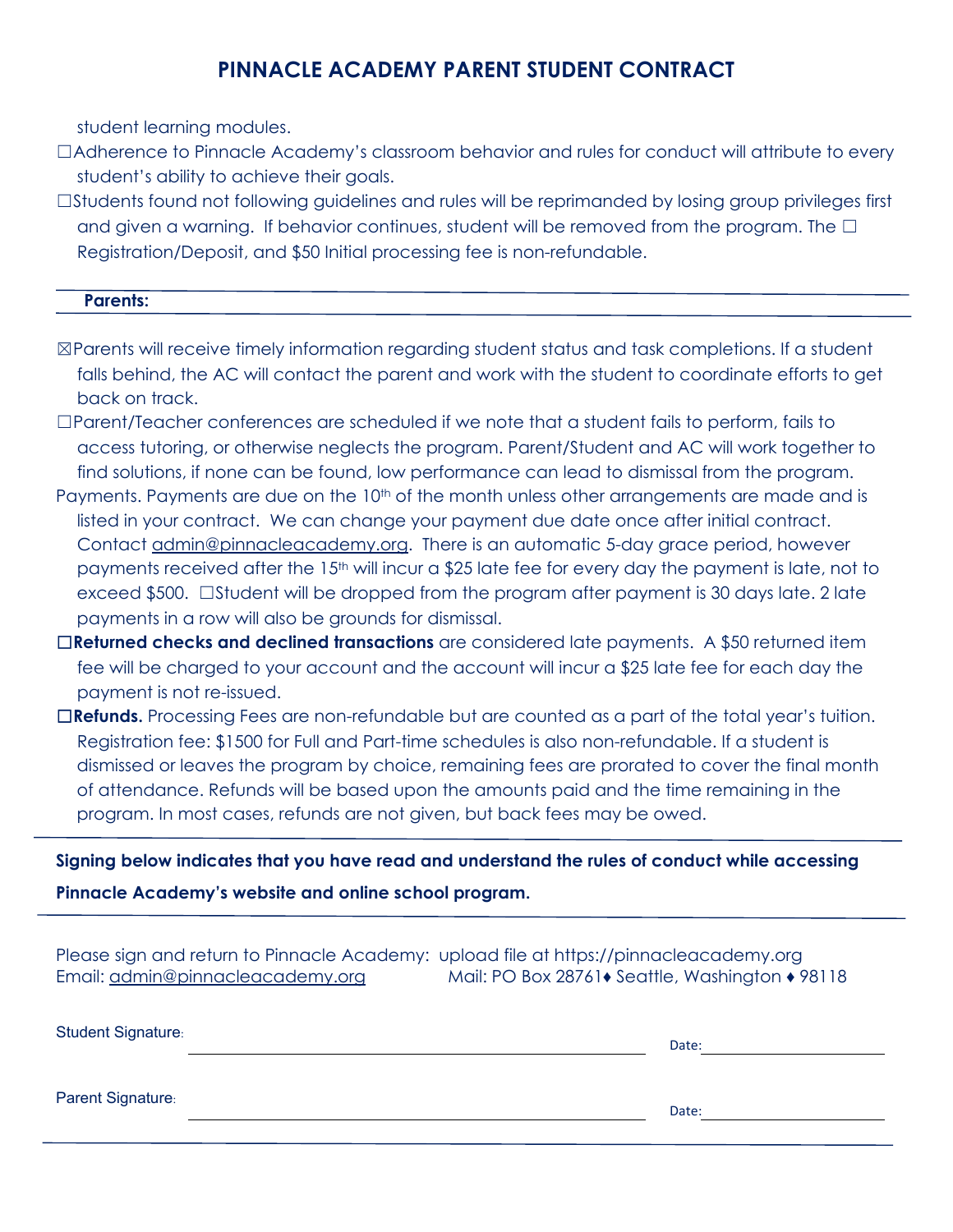# PINNACLE ACADEMY PARENT STUDENT CONTRACT

student learning modules.

☐Adherence to Pinnacle Academy's classroom behavior and rules for conduct will attribute to every student's ability to achieve their goals.

☐Students found not following guidelines and rules will be reprimanded by losing group privileges first and given a warning. If behavior continues, student will be removed from the program. The ☐ Registration/Deposit, and $50 Initial processing fee is non-refundable.

**Parents:**

☒Parents will receive timely information regarding student status and task completions. If a student falls behind, the AC will contact the parent and work with the student to coordinate efforts to get back on track.

☐Parent/Teacher conferences are scheduled if we note that a student fails to perform, fails to access tutoring, or otherwise neglects the program. Parent/Student and AC will work together to find solutions, if none can be found, low performance can lead to dismissal from the program.

Payments. Payments are due on the 10th of the month unless other arrangements are made and is listed in your contract. We can change your payment due date once after initial contract. Contact admin@pinnacleacademy.org. There is an automatic 5-day grace period, however payments received after the 15th will incur a $25 late fee for every day the payment is late, not to exceed $500. ☐Student will be dropped from the program after payment is 30 days late. 2 late payments in a row will also be grounds for dismissal.

☐**Returned checks and declined transactions** are considered late payments. A $50 returned item fee will be charged to your account and the account will incur a $25 late fee for each day the payment is not re-issued.

☐**Refunds.** Processing Fees are non-refundable but are counted as a part of the total year's tuition. Registration fee: $1500 for Full and Part-time schedules is also non-refundable. If a student is dismissed or leaves the program by choice, remaining fees are prorated to cover the final month of attendance. Refunds will be based upon the amounts paid and the time remaining in the program. In most cases, refunds are not given, but back fees may be owed.

**Signing below indicates that you have read and understand the rules of conduct while accessing Pinnacle Academy's website and online school program.**

Please sign and return to Pinnacle Academy: upload file at https://pinnacleacademy.org
Email: admin@pinnacleacademy.org Mail: PO Box 28761♦ Seattle, Washington ♦ 98118

Student Signature: ______________________ Date: ____________

Parent Signature: ______________________ Date: ____________